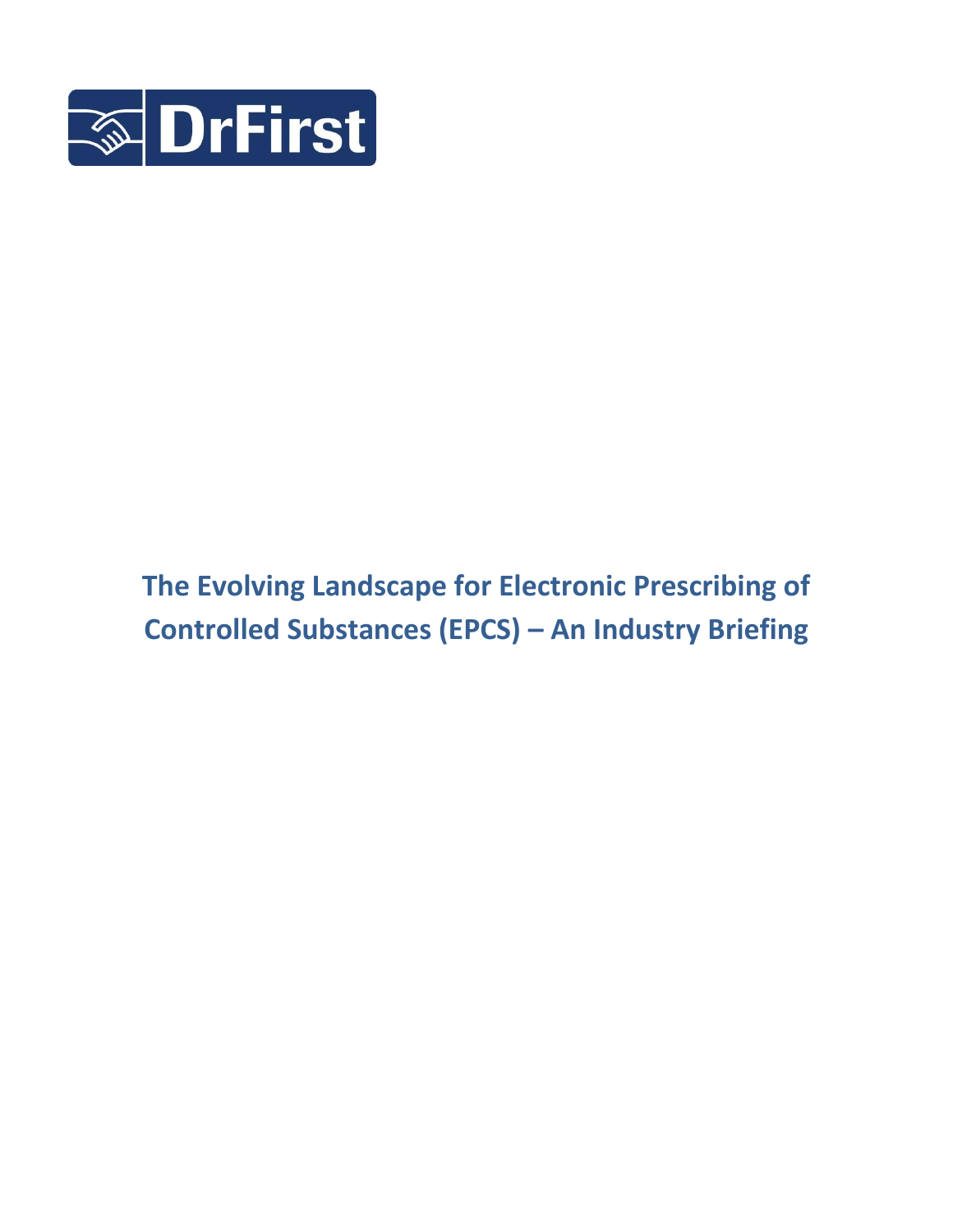DrFirst

# The Evolving Landscape for Electronic Prescribing of Controlled Substances (EPCS) – An Industry Briefing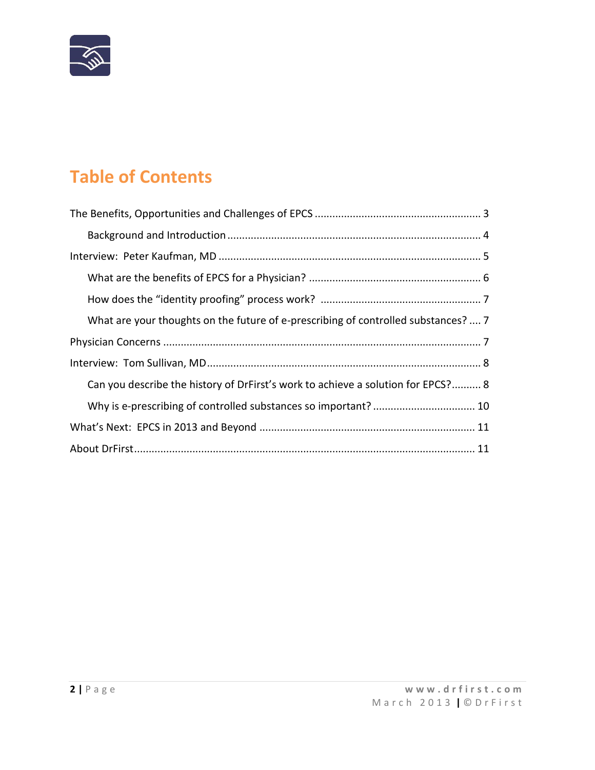# Table of Contents

The Benefits, Opportunities and Challenges of EPCS ........................................................ 3

- Background and Introduction ..................................................................................... 4

Interview: Peter Kaufman, MD ......................................................................................... 5

- What are the benefits of EPCS for a Physician? ........................................................... 6
- How does the "identity proofing" process work? ....................................................... 7
- What are your thoughts on the future of e-prescribing of controlled substances? .... 7

Physician Concerns ........................................................................................................... 7

Interview: Tom Sullivan, MD............................................................................................. 8

- Can you describe the history of DrFirst's work to achieve a solution for EPCS?.......... 8
- Why is e-prescribing of controlled substances so important? .................................. 10

What's Next: EPCS in 2013 and Beyond ......................................................................... 11

About DrFirst.................................................................................................................... 11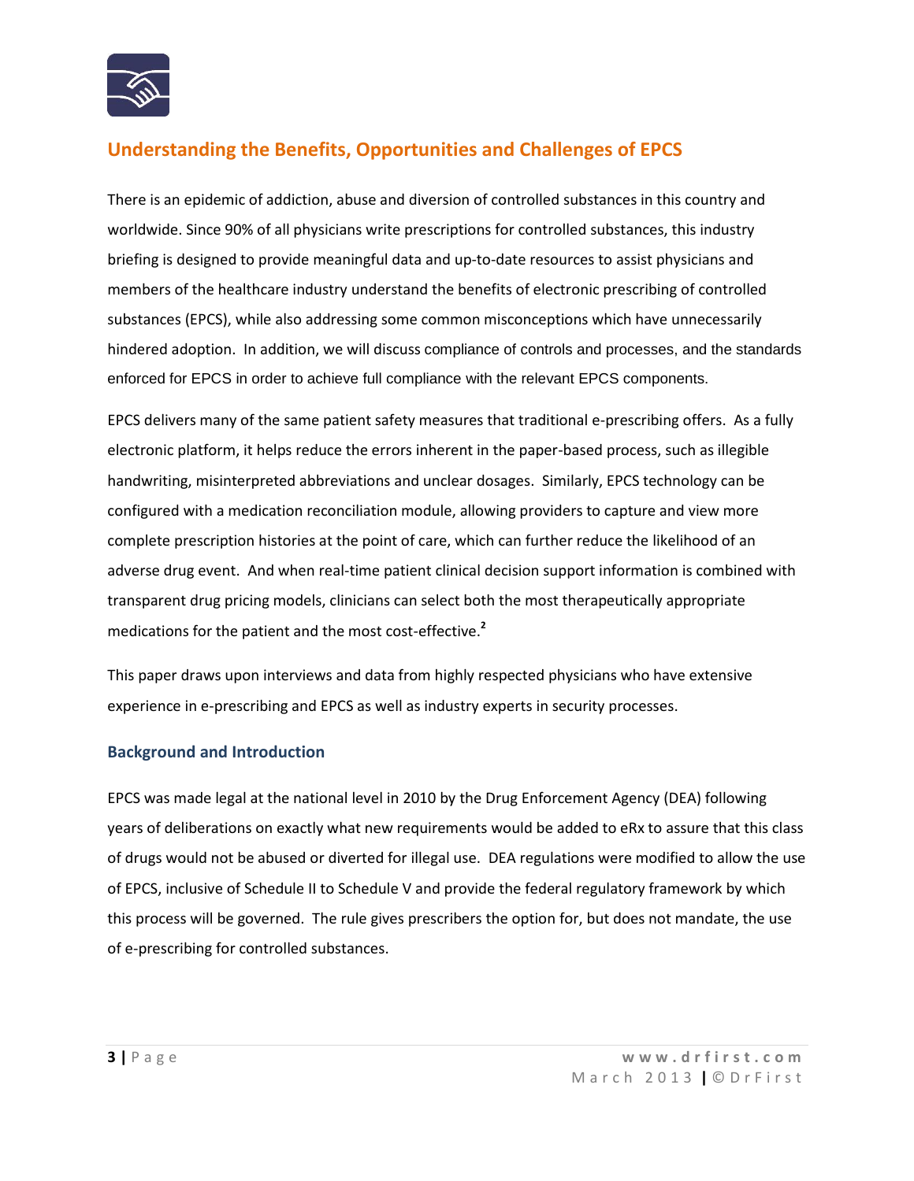## Understanding the Benefits, Opportunities and Challenges of EPCS

There is an epidemic of addiction, abuse and diversion of controlled substances in this country and worldwide. Since 90% of all physicians write prescriptions for controlled substances, this industry briefing is designed to provide meaningful data and up-to-date resources to assist physicians and members of the healthcare industry understand the benefits of electronic prescribing of controlled substances (EPCS), while also addressing some common misconceptions which have unnecessarily hindered adoption. In addition, we will discuss compliance of controls and processes, and the standards enforced for EPCS in order to achieve full compliance with the relevant EPCS components.

EPCS delivers many of the same patient safety measures that traditional e-prescribing offers. As a fully electronic platform, it helps reduce the errors inherent in the paper-based process, such as illegible handwriting, misinterpreted abbreviations and unclear dosages. Similarly, EPCS technology can be configured with a medication reconciliation module, allowing providers to capture and view more complete prescription histories at the point of care, which can further reduce the likelihood of an adverse drug event. And when real-time patient clinical decision support information is combined with transparent drug pricing models, clinicians can select both the most therapeutically appropriate medications for the patient and the most cost-effective.[2]

This paper draws upon interviews and data from highly respected physicians who have extensive experience in e-prescribing and EPCS as well as industry experts in security processes.

### Background and Introduction

EPCS was made legal at the national level in 2010 by the Drug Enforcement Agency (DEA) following years of deliberations on exactly what new requirements would be added to eRx to assure that this class of drugs would not be abused or diverted for illegal use. DEA regulations were modified to allow the use of EPCS, inclusive of Schedule II to Schedule V and provide the federal regulatory framework by which this process will be governed. The rule gives prescribers the option for, but does not mandate, the use of e-prescribing for controlled substances.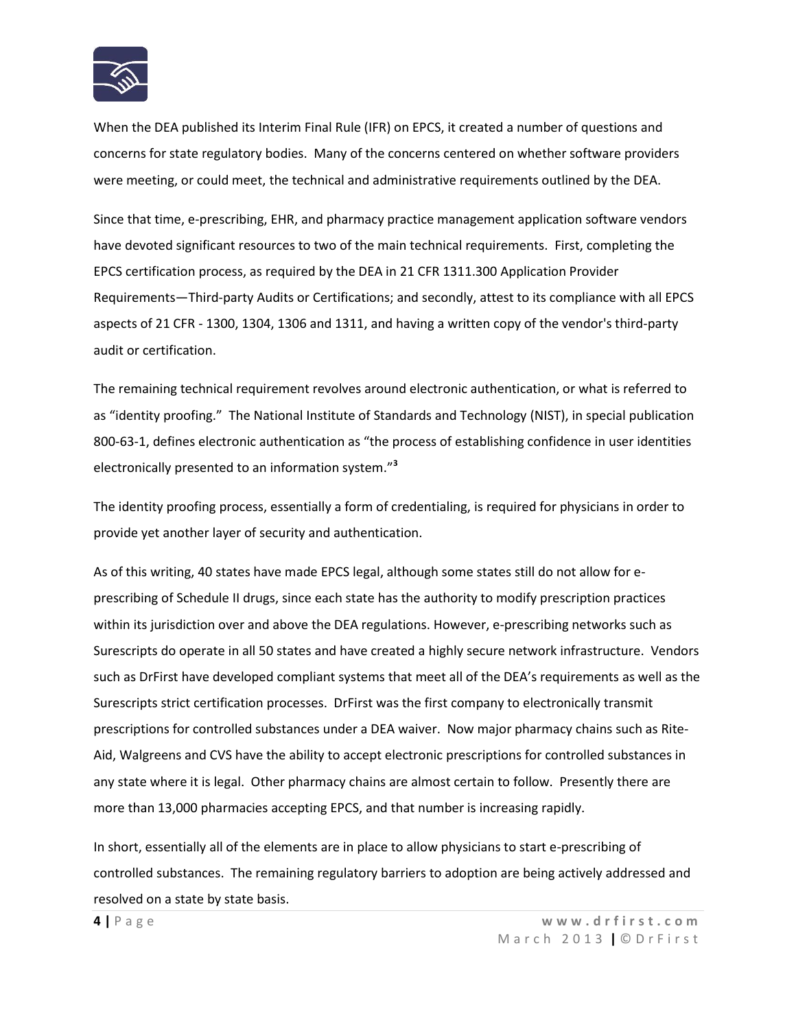When the DEA published its Interim Final Rule (IFR) on EPCS, it created a number of questions and concerns for state regulatory bodies. Many of the concerns centered on whether software providers were meeting, or could meet, the technical and administrative requirements outlined by the DEA.

Since that time, e-prescribing, EHR, and pharmacy practice management application software vendors have devoted significant resources to two of the main technical requirements. First, completing the EPCS certification process, as required by the DEA in 21 CFR 1311.300 Application Provider Requirements—Third-party Audits or Certifications; and secondly, attest to its compliance with all EPCS aspects of 21 CFR - 1300, 1304, 1306 and 1311, and having a written copy of the vendor's third-party audit or certification.

The remaining technical requirement revolves around electronic authentication, or what is referred to as "identity proofing." The National Institute of Standards and Technology (NIST), in special publication 800-63-1, defines electronic authentication as "the process of establishing confidence in user identities electronically presented to an information system."[3]

The identity proofing process, essentially a form of credentialing, is required for physicians in order to provide yet another layer of security and authentication.

As of this writing, 40 states have made EPCS legal, although some states still do not allow for e-prescribing of Schedule II drugs, since each state has the authority to modify prescription practices within its jurisdiction over and above the DEA regulations. However, e-prescribing networks such as Surescripts do operate in all 50 states and have created a highly secure network infrastructure. Vendors such as DrFirst have developed compliant systems that meet all of the DEA's requirements as well as the Surescripts strict certification processes. DrFirst was the first company to electronically transmit prescriptions for controlled substances under a DEA waiver. Now major pharmacy chains such as Rite-Aid, Walgreens and CVS have the ability to accept electronic prescriptions for controlled substances in any state where it is legal. Other pharmacy chains are almost certain to follow. Presently there are more than 13,000 pharmacies accepting EPCS, and that number is increasing rapidly.

In short, essentially all of the elements are in place to allow physicians to start e-prescribing of controlled substances. The remaining regulatory barriers to adoption are being actively addressed and resolved on a state by state basis.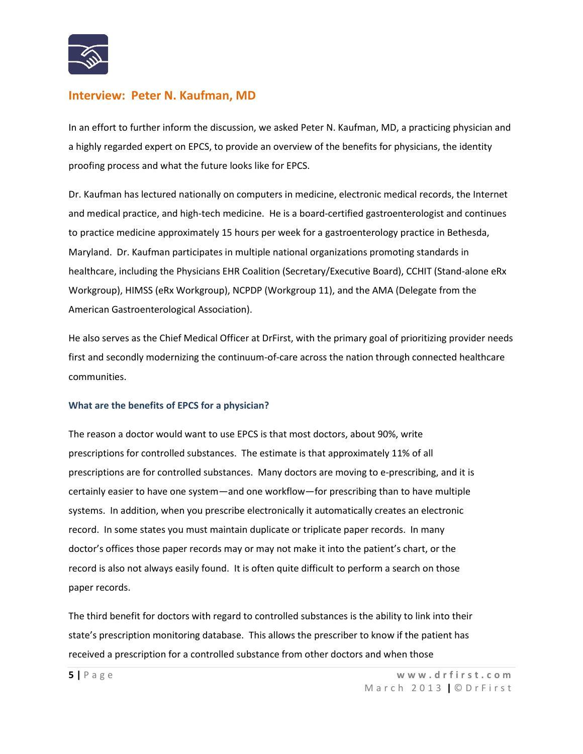## Interview: Peter N. Kaufman, MD

In an effort to further inform the discussion, we asked Peter N. Kaufman, MD, a practicing physician and a highly regarded expert on EPCS, to provide an overview of the benefits for physicians, the identity proofing process and what the future looks like for EPCS.

Dr. Kaufman has lectured nationally on computers in medicine, electronic medical records, the Internet and medical practice, and high-tech medicine. He is a board-certified gastroenterologist and continues to practice medicine approximately 15 hours per week for a gastroenterology practice in Bethesda, Maryland. Dr. Kaufman participates in multiple national organizations promoting standards in healthcare, including the Physicians EHR Coalition (Secretary/Executive Board), CCHIT (Stand-alone eRx Workgroup), HIMSS (eRx Workgroup), NCPDP (Workgroup 11), and the AMA (Delegate from the American Gastroenterological Association).

He also serves as the Chief Medical Officer at DrFirst, with the primary goal of prioritizing provider needs first and secondly modernizing the continuum-of-care across the nation through connected healthcare communities.

### What are the benefits of EPCS for a physician?

The reason a doctor would want to use EPCS is that most doctors, about 90%, write prescriptions for controlled substances. The estimate is that approximately 11% of all prescriptions are for controlled substances. Many doctors are moving to e-prescribing, and it is certainly easier to have one system—and one workflow—for prescribing than to have multiple systems. In addition, when you prescribe electronically it automatically creates an electronic record. In some states you must maintain duplicate or triplicate paper records. In many doctor's offices those paper records may or may not make it into the patient's chart, or the record is also not always easily found. It is often quite difficult to perform a search on those paper records.

The third benefit for doctors with regard to controlled substances is the ability to link into their state's prescription monitoring database. This allows the prescriber to know if the patient has received a prescription for a controlled substance from other doctors and when those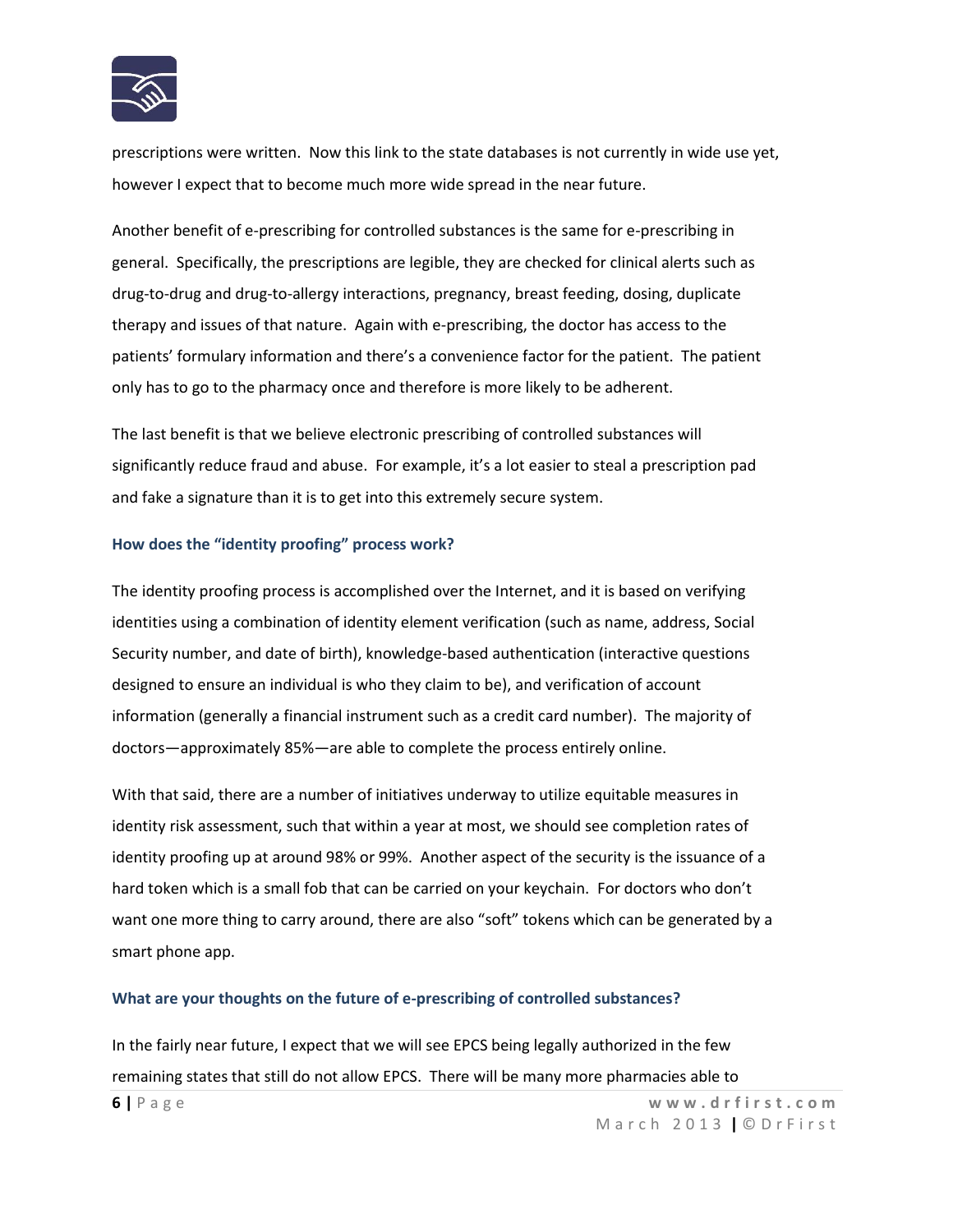prescriptions were written. Now this link to the state databases is not currently in wide use yet, however I expect that to become much more wide spread in the near future.

Another benefit of e-prescribing for controlled substances is the same for e-prescribing in general. Specifically, the prescriptions are legible, they are checked for clinical alerts such as drug-to-drug and drug-to-allergy interactions, pregnancy, breast feeding, dosing, duplicate therapy and issues of that nature. Again with e-prescribing, the doctor has access to the patients' formulary information and there's a convenience factor for the patient. The patient only has to go to the pharmacy once and therefore is more likely to be adherent.

The last benefit is that we believe electronic prescribing of controlled substances will significantly reduce fraud and abuse. For example, it's a lot easier to steal a prescription pad and fake a signature than it is to get into this extremely secure system.

### How does the "identity proofing" process work?

The identity proofing process is accomplished over the Internet, and it is based on verifying identities using a combination of identity element verification (such as name, address, Social Security number, and date of birth), knowledge-based authentication (interactive questions designed to ensure an individual is who they claim to be), and verification of account information (generally a financial instrument such as a credit card number). The majority of doctors—approximately 85%—are able to complete the process entirely online.

With that said, there are a number of initiatives underway to utilize equitable measures in identity risk assessment, such that within a year at most, we should see completion rates of identity proofing up at around 98% or 99%. Another aspect of the security is the issuance of a hard token which is a small fob that can be carried on your keychain. For doctors who don't want one more thing to carry around, there are also "soft" tokens which can be generated by a smart phone app.

### What are your thoughts on the future of e-prescribing of controlled substances?

In the fairly near future, I expect that we will see EPCS being legally authorized in the few remaining states that still do not allow EPCS. There will be many more pharmacies able to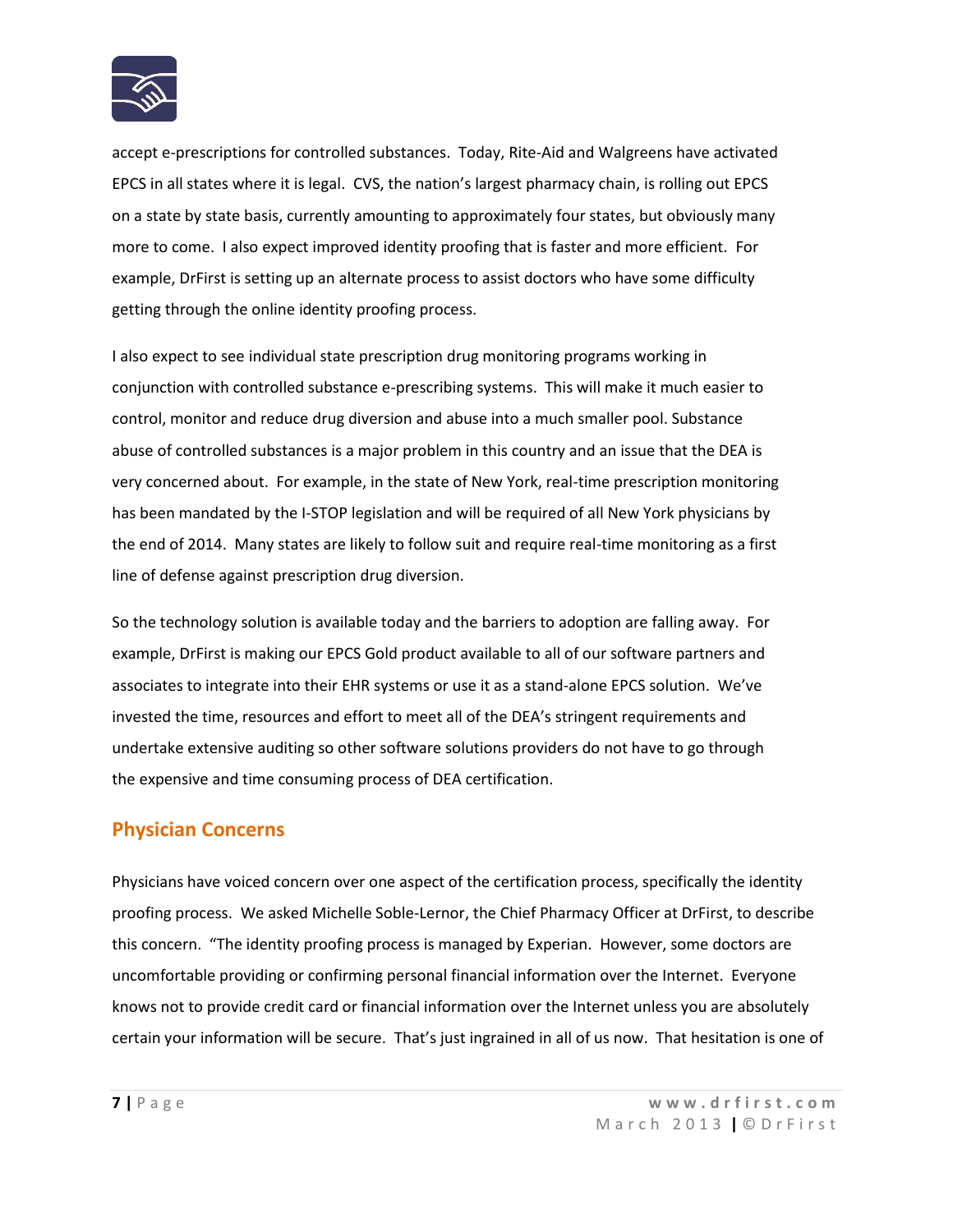accept e-prescriptions for controlled substances. Today, Rite-Aid and Walgreens have activated EPCS in all states where it is legal. CVS, the nation's largest pharmacy chain, is rolling out EPCS on a state by state basis, currently amounting to approximately four states, but obviously many more to come. I also expect improved identity proofing that is faster and more efficient. For example, DrFirst is setting up an alternate process to assist doctors who have some difficulty getting through the online identity proofing process.

I also expect to see individual state prescription drug monitoring programs working in conjunction with controlled substance e-prescribing systems. This will make it much easier to control, monitor and reduce drug diversion and abuse into a much smaller pool. Substance abuse of controlled substances is a major problem in this country and an issue that the DEA is very concerned about. For example, in the state of New York, real-time prescription monitoring has been mandated by the I-STOP legislation and will be required of all New York physicians by the end of 2014. Many states are likely to follow suit and require real-time monitoring as a first line of defense against prescription drug diversion.

So the technology solution is available today and the barriers to adoption are falling away. For example, DrFirst is making our EPCS Gold product available to all of our software partners and associates to integrate into their EHR systems or use it as a stand-alone EPCS solution. We've invested the time, resources and effort to meet all of the DEA's stringent requirements and undertake extensive auditing so other software solutions providers do not have to go through the expensive and time consuming process of DEA certification.

## Physician Concerns

Physicians have voiced concern over one aspect of the certification process, specifically the identity proofing process. We asked Michelle Soble-Lernor, the Chief Pharmacy Officer at DrFirst, to describe this concern. "The identity proofing process is managed by Experian. However, some doctors are uncomfortable providing or confirming personal financial information over the Internet. Everyone knows not to provide credit card or financial information over the Internet unless you are absolutely certain your information will be secure. That's just ingrained in all of us now. That hesitation is one of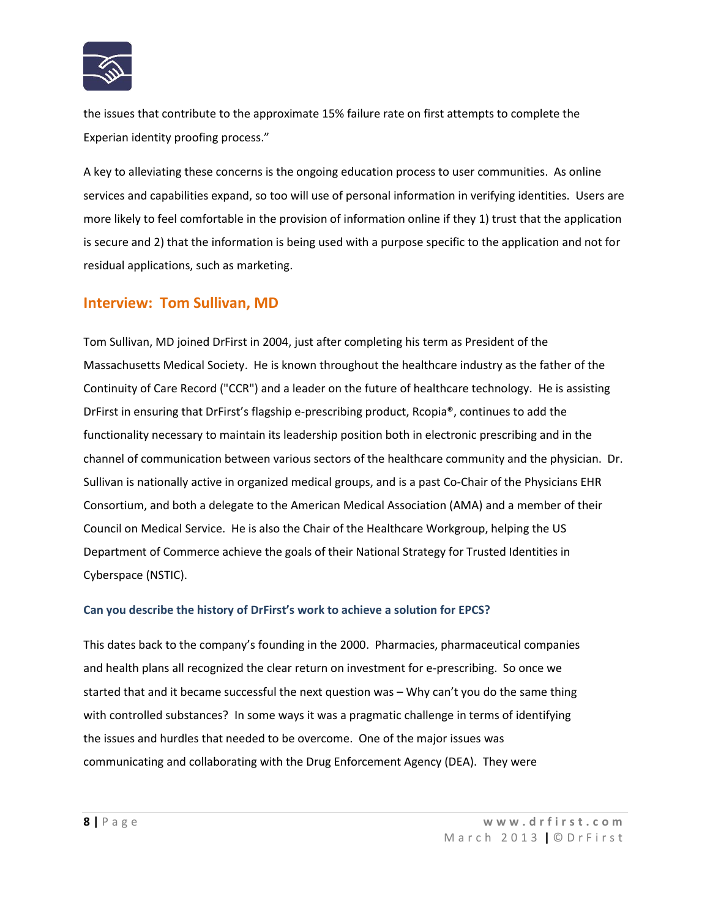the issues that contribute to the approximate 15% failure rate on first attempts to complete the Experian identity proofing process."

A key to alleviating these concerns is the ongoing education process to user communities. As online services and capabilities expand, so too will use of personal information in verifying identities. Users are more likely to feel comfortable in the provision of information online if they 1) trust that the application is secure and 2) that the information is being used with a purpose specific to the application and not for residual applications, such as marketing.

## Interview: Tom Sullivan, MD

Tom Sullivan, MD joined DrFirst in 2004, just after completing his term as President of the Massachusetts Medical Society. He is known throughout the healthcare industry as the father of the Continuity of Care Record ("CCR") and a leader on the future of healthcare technology. He is assisting DrFirst in ensuring that DrFirst's flagship e-prescribing product, Rcopia®, continues to add the functionality necessary to maintain its leadership position both in electronic prescribing and in the channel of communication between various sectors of the healthcare community and the physician. Dr. Sullivan is nationally active in organized medical groups, and is a past Co-Chair of the Physicians EHR Consortium, and both a delegate to the American Medical Association (AMA) and a member of their Council on Medical Service. He is also the Chair of the Healthcare Workgroup, helping the US Department of Commerce achieve the goals of their National Strategy for Trusted Identities in Cyberspace (NSTIC).

### Can you describe the history of DrFirst's work to achieve a solution for EPCS?

This dates back to the company's founding in the 2000. Pharmacies, pharmaceutical companies and health plans all recognized the clear return on investment for e-prescribing. So once we started that and it became successful the next question was – Why can't you do the same thing with controlled substances? In some ways it was a pragmatic challenge in terms of identifying the issues and hurdles that needed to be overcome. One of the major issues was communicating and collaborating with the Drug Enforcement Agency (DEA). They were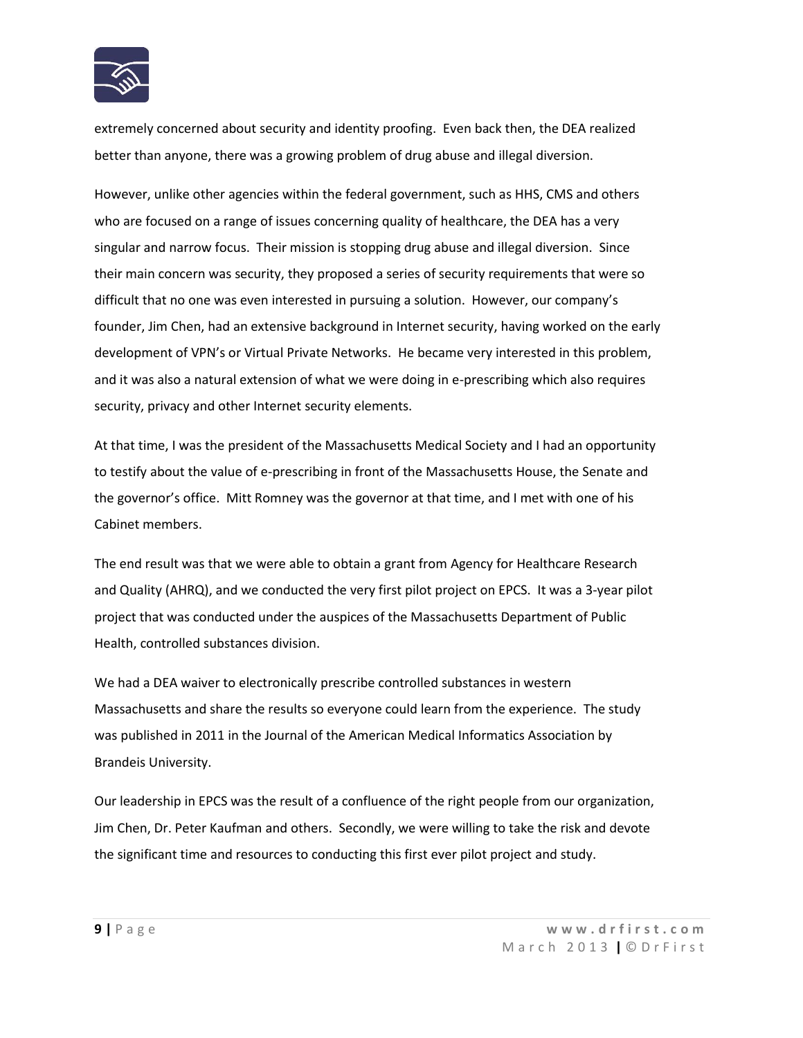extremely concerned about security and identity proofing. Even back then, the DEA realized better than anyone, there was a growing problem of drug abuse and illegal diversion.

However, unlike other agencies within the federal government, such as HHS, CMS and others who are focused on a range of issues concerning quality of healthcare, the DEA has a very singular and narrow focus. Their mission is stopping drug abuse and illegal diversion. Since their main concern was security, they proposed a series of security requirements that were so difficult that no one was even interested in pursuing a solution. However, our company's founder, Jim Chen, had an extensive background in Internet security, having worked on the early development of VPN's or Virtual Private Networks. He became very interested in this problem, and it was also a natural extension of what we were doing in e-prescribing which also requires security, privacy and other Internet security elements.

At that time, I was the president of the Massachusetts Medical Society and I had an opportunity to testify about the value of e-prescribing in front of the Massachusetts House, the Senate and the governor's office. Mitt Romney was the governor at that time, and I met with one of his Cabinet members.

The end result was that we were able to obtain a grant from Agency for Healthcare Research and Quality (AHRQ), and we conducted the very first pilot project on EPCS. It was a 3-year pilot project that was conducted under the auspices of the Massachusetts Department of Public Health, controlled substances division.

We had a DEA waiver to electronically prescribe controlled substances in western Massachusetts and share the results so everyone could learn from the experience. The study was published in 2011 in the Journal of the American Medical Informatics Association by Brandeis University.

Our leadership in EPCS was the result of a confluence of the right people from our organization, Jim Chen, Dr. Peter Kaufman and others. Secondly, we were willing to take the risk and devote the significant time and resources to conducting this first ever pilot project and study.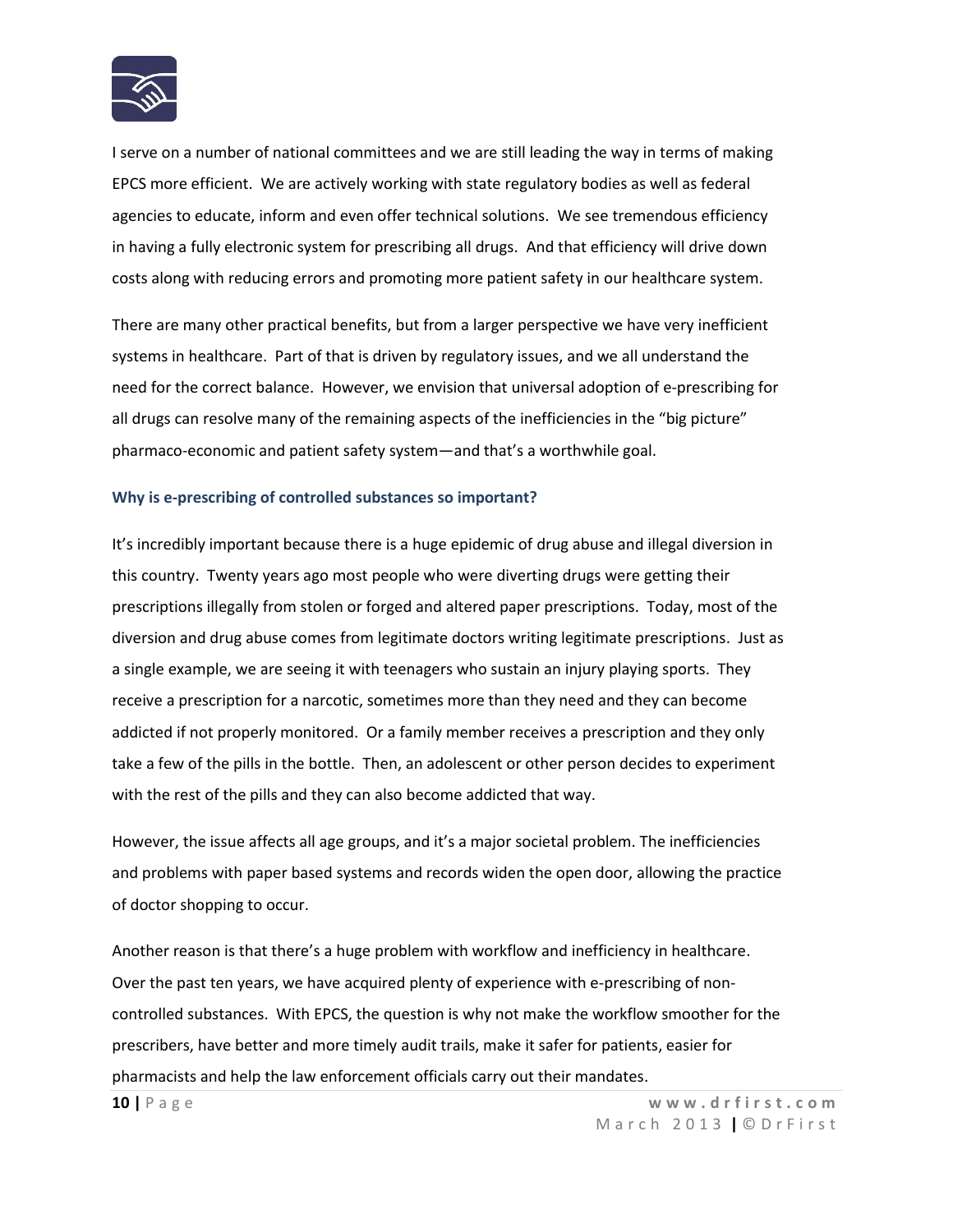I serve on a number of national committees and we are still leading the way in terms of making EPCS more efficient. We are actively working with state regulatory bodies as well as federal agencies to educate, inform and even offer technical solutions. We see tremendous efficiency in having a fully electronic system for prescribing all drugs. And that efficiency will drive down costs along with reducing errors and promoting more patient safety in our healthcare system.

There are many other practical benefits, but from a larger perspective we have very inefficient systems in healthcare. Part of that is driven by regulatory issues, and we all understand the need for the correct balance. However, we envision that universal adoption of e-prescribing for all drugs can resolve many of the remaining aspects of the inefficiencies in the "big picture" pharmaco-economic and patient safety system—and that's a worthwhile goal.

### Why is e-prescribing of controlled substances so important?

It's incredibly important because there is a huge epidemic of drug abuse and illegal diversion in this country. Twenty years ago most people who were diverting drugs were getting their prescriptions illegally from stolen or forged and altered paper prescriptions. Today, most of the diversion and drug abuse comes from legitimate doctors writing legitimate prescriptions. Just as a single example, we are seeing it with teenagers who sustain an injury playing sports. They receive a prescription for a narcotic, sometimes more than they need and they can become addicted if not properly monitored. Or a family member receives a prescription and they only take a few of the pills in the bottle. Then, an adolescent or other person decides to experiment with the rest of the pills and they can also become addicted that way.

However, the issue affects all age groups, and it's a major societal problem. The inefficiencies and problems with paper based systems and records widen the open door, allowing the practice of doctor shopping to occur.

Another reason is that there's a huge problem with workflow and inefficiency in healthcare. Over the past ten years, we have acquired plenty of experience with e-prescribing of non-controlled substances. With EPCS, the question is why not make the workflow smoother for the prescribers, have better and more timely audit trails, make it safer for patients, easier for pharmacists and help the law enforcement officials carry out their mandates.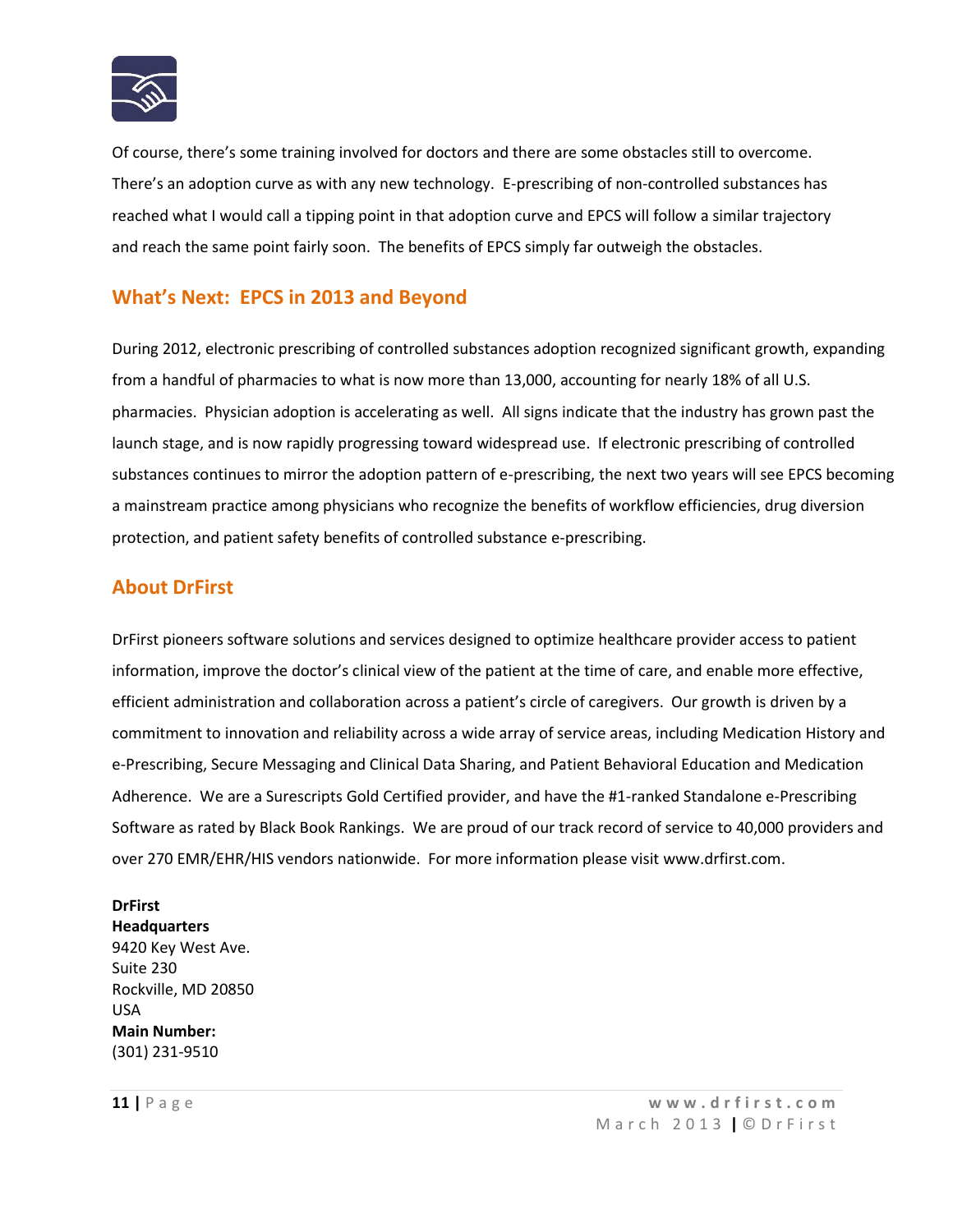Of course, there's some training involved for doctors and there are some obstacles still to overcome. There's an adoption curve as with any new technology. E-prescribing of non-controlled substances has reached what I would call a tipping point in that adoption curve and EPCS will follow a similar trajectory and reach the same point fairly soon. The benefits of EPCS simply far outweigh the obstacles.

## What's Next: EPCS in 2013 and Beyond

During 2012, electronic prescribing of controlled substances adoption recognized significant growth, expanding from a handful of pharmacies to what is now more than 13,000, accounting for nearly 18% of all U.S. pharmacies. Physician adoption is accelerating as well. All signs indicate that the industry has grown past the launch stage, and is now rapidly progressing toward widespread use. If electronic prescribing of controlled substances continues to mirror the adoption pattern of e-prescribing, the next two years will see EPCS becoming a mainstream practice among physicians who recognize the benefits of workflow efficiencies, drug diversion protection, and patient safety benefits of controlled substance e-prescribing.

## About DrFirst

DrFirst pioneers software solutions and services designed to optimize healthcare provider access to patient information, improve the doctor's clinical view of the patient at the time of care, and enable more effective, efficient administration and collaboration across a patient's circle of caregivers. Our growth is driven by a commitment to innovation and reliability across a wide array of service areas, including Medication History and e-Prescribing, Secure Messaging and Clinical Data Sharing, and Patient Behavioral Education and Medication Adherence. We are a Surescripts Gold Certified provider, and have the #1-ranked Standalone e-Prescribing Software as rated by Black Book Rankings. We are proud of our track record of service to 40,000 providers and over 270 EMR/EHR/HIS vendors nationwide. For more information please visit www.drfirst.com.

**DrFirst**
**Headquarters**
9420 Key West Ave.
Suite 230
Rockville, MD 20850
USA
**Main Number:**
(301) 231-9510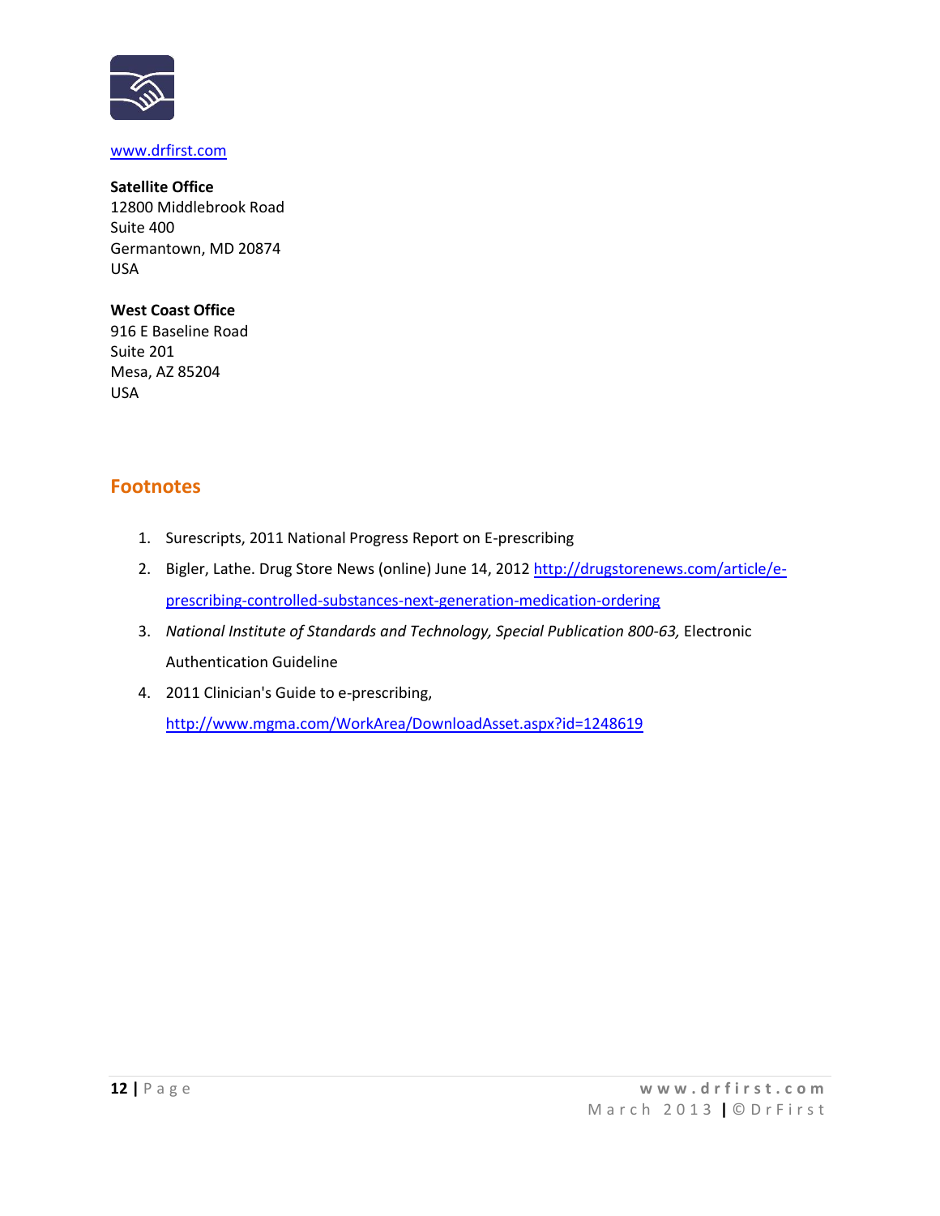www.drfirst.com

**Satellite Office**
12800 Middlebrook Road
Suite 400
Germantown, MD 20874
USA

**West Coast Office**
916 E Baseline Road
Suite 201
Mesa, AZ 85204
USA

## Footnotes

1. Surescripts, 2011 National Progress Report on E-prescribing
2. Bigler, Lathe. Drug Store News (online) June 14, 2012 http://drugstorenews.com/article/e-prescribing-controlled-substances-next-generation-medication-ordering
3. *National Institute of Standards and Technology, Special Publication 800-63,* Electronic Authentication Guideline
4. 2011 Clinician's Guide to e-prescribing, http://www.mgma.com/WorkArea/DownloadAsset.aspx?id=1248619